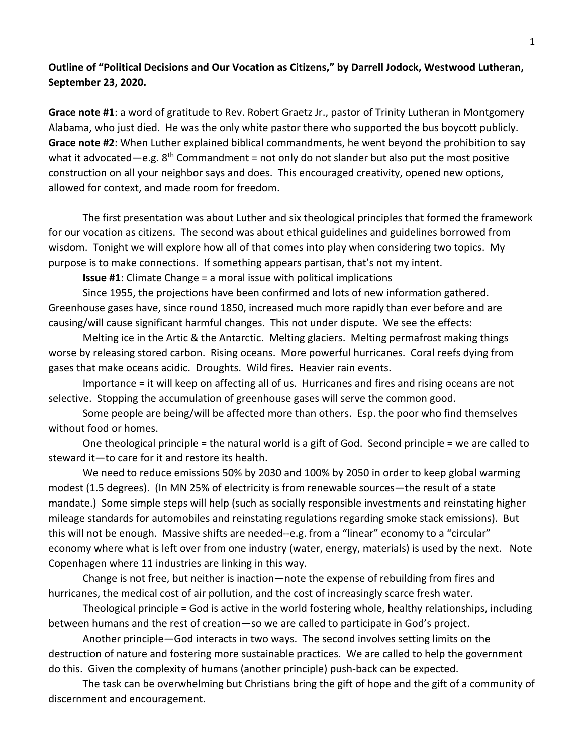**Outline of "Political Decisions and Our Vocation as Citizens," by Darrell Jodock, Westwood Lutheran, September 23, 2020.**

**Grace note #1**: a word of gratitude to Rev. Robert Graetz Jr., pastor of Trinity Lutheran in Montgomery Alabama, who just died. He was the only white pastor there who supported the bus boycott publicly.
**Grace note #2**: When Luther explained biblical commandments, he went beyond the prohibition to say what it advocated—e.g. 8th Commandment = not only do not slander but also put the most positive construction on all your neighbor says and does. This encouraged creativity, opened new options, allowed for context, and made room for freedom.

The first presentation was about Luther and six theological principles that formed the framework for our vocation as citizens. The second was about ethical guidelines and guidelines borrowed from wisdom. Tonight we will explore how all of that comes into play when considering two topics. My purpose is to make connections. If something appears partisan, that's not my intent.

**Issue #1**: Climate Change = a moral issue with political implications

Since 1955, the projections have been confirmed and lots of new information gathered. Greenhouse gases have, since round 1850, increased much more rapidly than ever before and are causing/will cause significant harmful changes. This not under dispute. We see the effects:

Melting ice in the Artic & the Antarctic. Melting glaciers. Melting permafrost making things worse by releasing stored carbon. Rising oceans. More powerful hurricanes. Coral reefs dying from gases that make oceans acidic. Droughts. Wild fires. Heavier rain events.

Importance = it will keep on affecting all of us. Hurricanes and fires and rising oceans are not selective. Stopping the accumulation of greenhouse gases will serve the common good.

Some people are being/will be affected more than others. Esp. the poor who find themselves without food or homes.

One theological principle = the natural world is a gift of God. Second principle = we are called to steward it—to care for it and restore its health.

We need to reduce emissions 50% by 2030 and 100% by 2050 in order to keep global warming modest (1.5 degrees). (In MN 25% of electricity is from renewable sources—the result of a state mandate.) Some simple steps will help (such as socially responsible investments and reinstating higher mileage standards for automobiles and reinstating regulations regarding smoke stack emissions). But this will not be enough. Massive shifts are needed--e.g. from a "linear" economy to a "circular" economy where what is left over from one industry (water, energy, materials) is used by the next. Note Copenhagen where 11 industries are linking in this way.

Change is not free, but neither is inaction—note the expense of rebuilding from fires and hurricanes, the medical cost of air pollution, and the cost of increasingly scarce fresh water.

Theological principle = God is active in the world fostering whole, healthy relationships, including between humans and the rest of creation—so we are called to participate in God's project.

Another principle—God interacts in two ways. The second involves setting limits on the destruction of nature and fostering more sustainable practices. We are called to help the government do this. Given the complexity of humans (another principle) push-back can be expected.

The task can be overwhelming but Christians bring the gift of hope and the gift of a community of discernment and encouragement.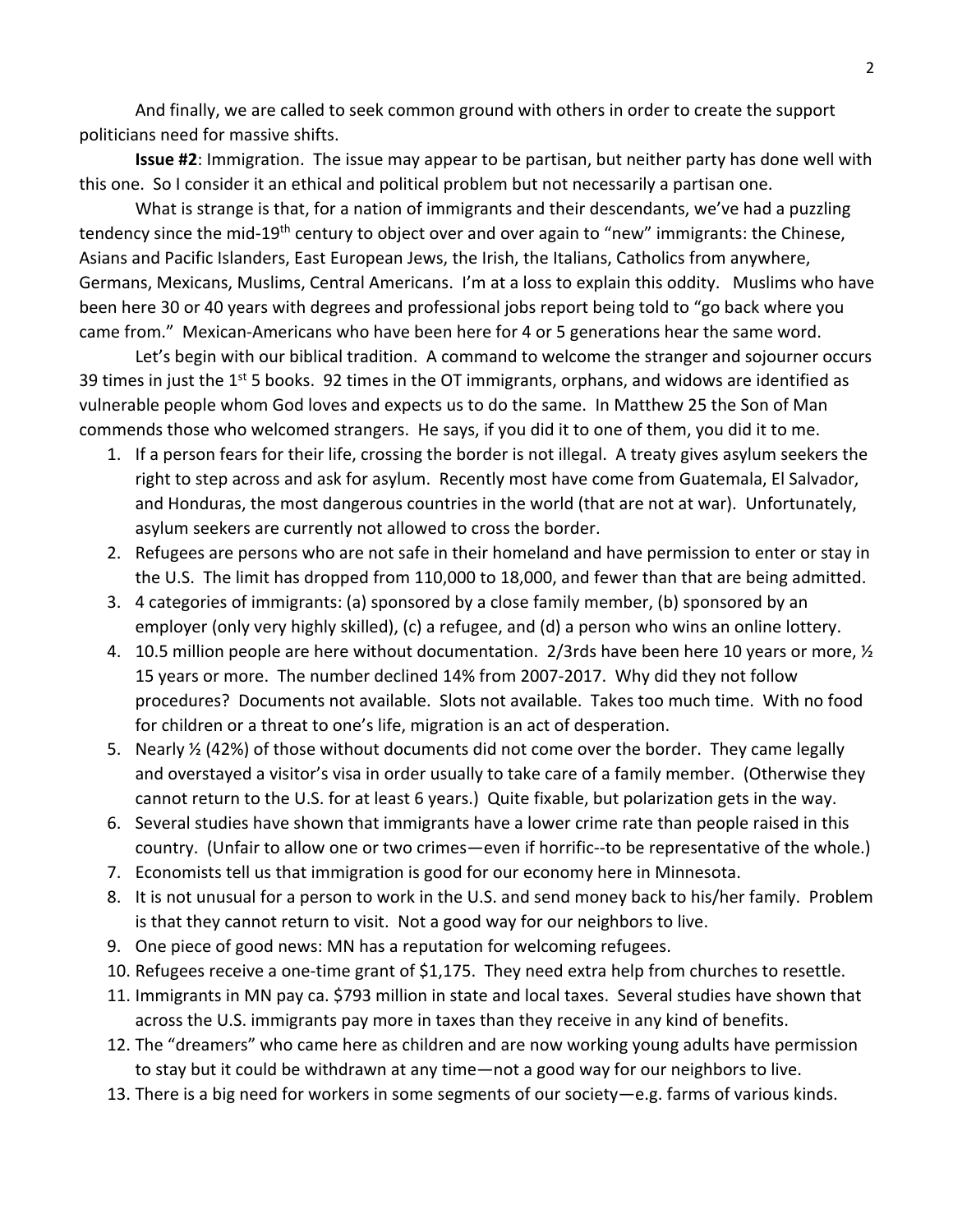And finally, we are called to seek common ground with others in order to create the support politicians need for massive shifts.

**Issue #2**: Immigration. The issue may appear to be partisan, but neither party has done well with this one. So I consider it an ethical and political problem but not necessarily a partisan one.

What is strange is that, for a nation of immigrants and their descendants, we've had a puzzling tendency since the mid-19th century to object over and over again to "new" immigrants: the Chinese, Asians and Pacific Islanders, East European Jews, the Irish, the Italians, Catholics from anywhere, Germans, Mexicans, Muslims, Central Americans. I'm at a loss to explain this oddity. Muslims who have been here 30 or 40 years with degrees and professional jobs report being told to "go back where you came from." Mexican-Americans who have been here for 4 or 5 generations hear the same word.

Let's begin with our biblical tradition. A command to welcome the stranger and sojourner occurs 39 times in just the 1st 5 books. 92 times in the OT immigrants, orphans, and widows are identified as vulnerable people whom God loves and expects us to do the same. In Matthew 25 the Son of Man commends those who welcomed strangers. He says, if you did it to one of them, you did it to me.

1. If a person fears for their life, crossing the border is not illegal. A treaty gives asylum seekers the right to step across and ask for asylum. Recently most have come from Guatemala, El Salvador, and Honduras, the most dangerous countries in the world (that are not at war). Unfortunately, asylum seekers are currently not allowed to cross the border.
2. Refugees are persons who are not safe in their homeland and have permission to enter or stay in the U.S. The limit has dropped from 110,000 to 18,000, and fewer than that are being admitted.
3. 4 categories of immigrants: (a) sponsored by a close family member, (b) sponsored by an employer (only very highly skilled), (c) a refugee, and (d) a person who wins an online lottery.
4. 10.5 million people are here without documentation. 2/3rds have been here 10 years or more, ½ 15 years or more. The number declined 14% from 2007-2017. Why did they not follow procedures? Documents not available. Slots not available. Takes too much time. With no food for children or a threat to one's life, migration is an act of desperation.
5. Nearly ½ (42%) of those without documents did not come over the border. They came legally and overstayed a visitor's visa in order usually to take care of a family member. (Otherwise they cannot return to the U.S. for at least 6 years.) Quite fixable, but polarization gets in the way.
6. Several studies have shown that immigrants have a lower crime rate than people raised in this country. (Unfair to allow one or two crimes—even if horrific--to be representative of the whole.)
7. Economists tell us that immigration is good for our economy here in Minnesota.
8. It is not unusual for a person to work in the U.S. and send money back to his/her family. Problem is that they cannot return to visit. Not a good way for our neighbors to live.
9. One piece of good news: MN has a reputation for welcoming refugees.
10. Refugees receive a one-time grant of $1,175. They need extra help from churches to resettle.
11. Immigrants in MN pay ca. $793 million in state and local taxes. Several studies have shown that across the U.S. immigrants pay more in taxes than they receive in any kind of benefits.
12. The "dreamers" who came here as children and are now working young adults have permission to stay but it could be withdrawn at any time—not a good way for our neighbors to live.
13. There is a big need for workers in some segments of our society—e.g. farms of various kinds.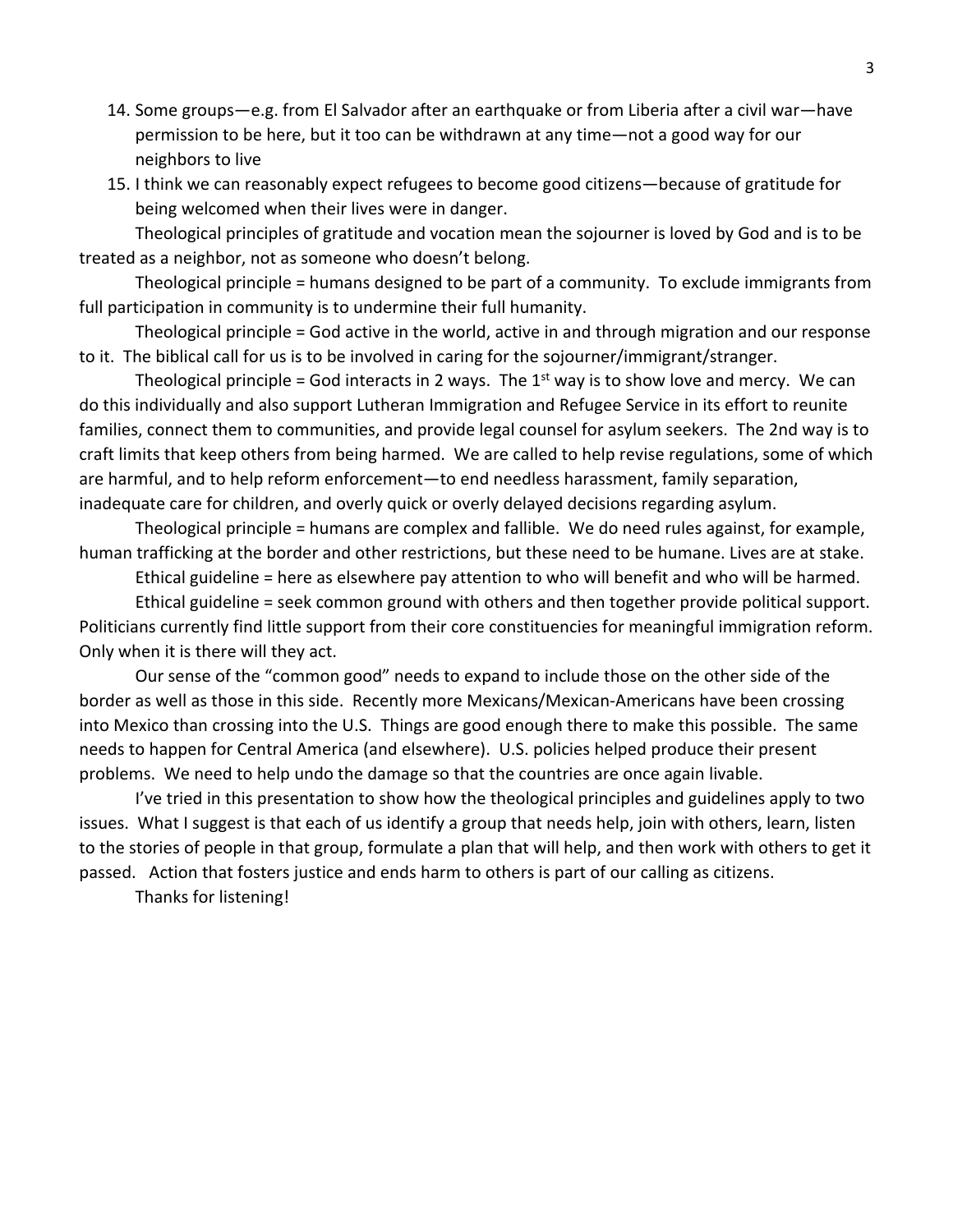14. Some groups—e.g. from El Salvador after an earthquake or from Liberia after a civil war—have permission to be here, but it too can be withdrawn at any time—not a good way for our neighbors to live
15. I think we can reasonably expect refugees to become good citizens—because of gratitude for being welcomed when their lives were in danger.

Theological principles of gratitude and vocation mean the sojourner is loved by God and is to be treated as a neighbor, not as someone who doesn't belong.

Theological principle = humans designed to be part of a community. To exclude immigrants from full participation in community is to undermine their full humanity.

Theological principle = God active in the world, active in and through migration and our response to it. The biblical call for us is to be involved in caring for the sojourner/immigrant/stranger.

Theological principle = God interacts in 2 ways. The 1st way is to show love and mercy. We can do this individually and also support Lutheran Immigration and Refugee Service in its effort to reunite families, connect them to communities, and provide legal counsel for asylum seekers. The 2nd way is to craft limits that keep others from being harmed. We are called to help revise regulations, some of which are harmful, and to help reform enforcement—to end needless harassment, family separation, inadequate care for children, and overly quick or overly delayed decisions regarding asylum.

Theological principle = humans are complex and fallible. We do need rules against, for example, human trafficking at the border and other restrictions, but these need to be humane. Lives are at stake.

Ethical guideline = here as elsewhere pay attention to who will benefit and who will be harmed.

Ethical guideline = seek common ground with others and then together provide political support. Politicians currently find little support from their core constituencies for meaningful immigration reform. Only when it is there will they act.

Our sense of the "common good" needs to expand to include those on the other side of the border as well as those in this side. Recently more Mexicans/Mexican-Americans have been crossing into Mexico than crossing into the U.S. Things are good enough there to make this possible. The same needs to happen for Central America (and elsewhere). U.S. policies helped produce their present problems. We need to help undo the damage so that the countries are once again livable.

I've tried in this presentation to show how the theological principles and guidelines apply to two issues. What I suggest is that each of us identify a group that needs help, join with others, learn, listen to the stories of people in that group, formulate a plan that will help, and then work with others to get it passed. Action that fosters justice and ends harm to others is part of our calling as citizens.

Thanks for listening!